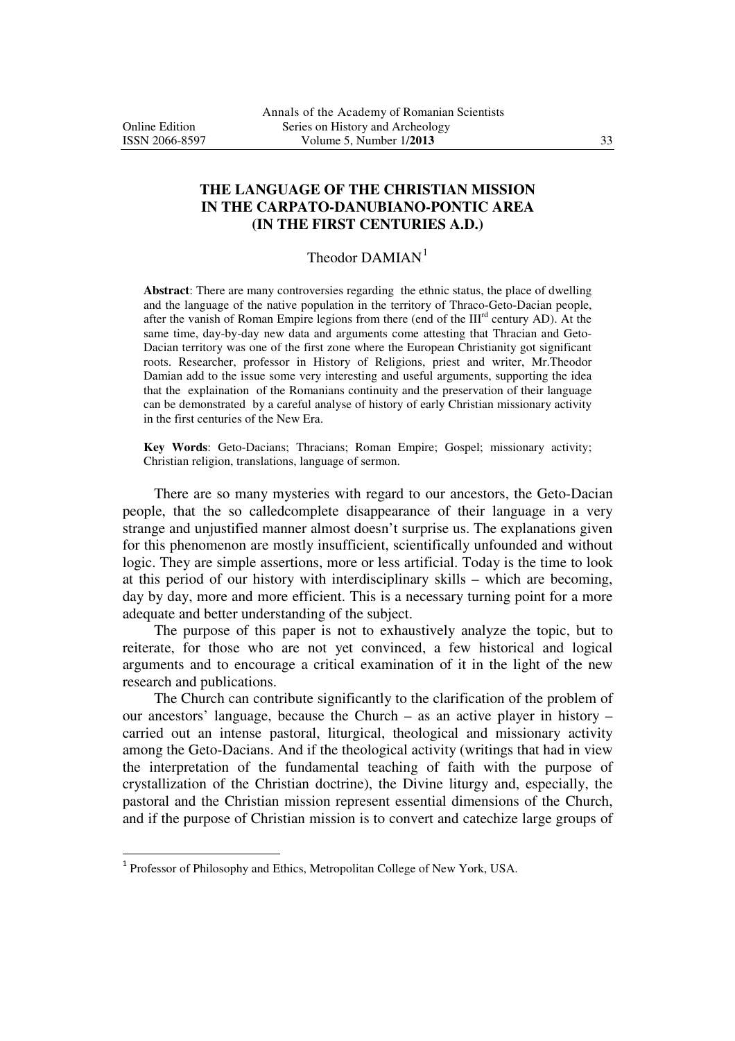# THE LANGUAGE OF THE CHRISTIAN MISSION IN THE CARPATO-DANUBIANO-PONTIC AREA (IN THE FIRST CENTURIES A.D.)

Theodor DAMIAN[1]

**Abstract**: There are many controversies regarding the ethnic status, the place of dwelling and the language of the native population in the territory of Thraco-Geto-Dacian people, after the vanish of Roman Empire legions from there (end of the III$^{rd}$ century AD). At the same time, day-by-day new data and arguments come attesting that Thracian and Geto-Dacian territory was one of the first zone where the European Christianity got significant roots. Researcher, professor in History of Religions, priest and writer, Mr.Theodor Damian add to the issue some very interesting and useful arguments, supporting the idea that the explaination of the Romanians continuity and the preservation of their language can be demonstrated by a careful analyse of history of early Christian missionary activity in the first centuries of the New Era.

**Key Words**: Geto-Dacians; Thracians; Roman Empire; Gospel; missionary activity; Christian religion, translations, language of sermon.

There are so many mysteries with regard to our ancestors, the Geto-Dacian people, that the so calledcomplete disappearance of their language in a very strange and unjustified manner almost doesn't surprise us. The explanations given for this phenomenon are mostly insufficient, scientifically unfounded and without logic. They are simple assertions, more or less artificial. Today is the time to look at this period of our history with interdisciplinary skills – which are becoming, day by day, more and more efficient. This is a necessary turning point for a more adequate and better understanding of the subject.

The purpose of this paper is not to exhaustively analyze the topic, but to reiterate, for those who are not yet convinced, a few historical and logical arguments and to encourage a critical examination of it in the light of the new research and publications.

The Church can contribute significantly to the clarification of the problem of our ancestors' language, because the Church – as an active player in history – carried out an intense pastoral, liturgical, theological and missionary activity among the Geto-Dacians. And if the theological activity (writings that had in view the interpretation of the fundamental teaching of faith with the purpose of crystallization of the Christian doctrine), the Divine liturgy and, especially, the pastoral and the Christian mission represent essential dimensions of the Church, and if the purpose of Christian mission is to convert and catechize large groups of

---

[1] Professor of Philosophy and Ethics, Metropolitan College of New York, USA.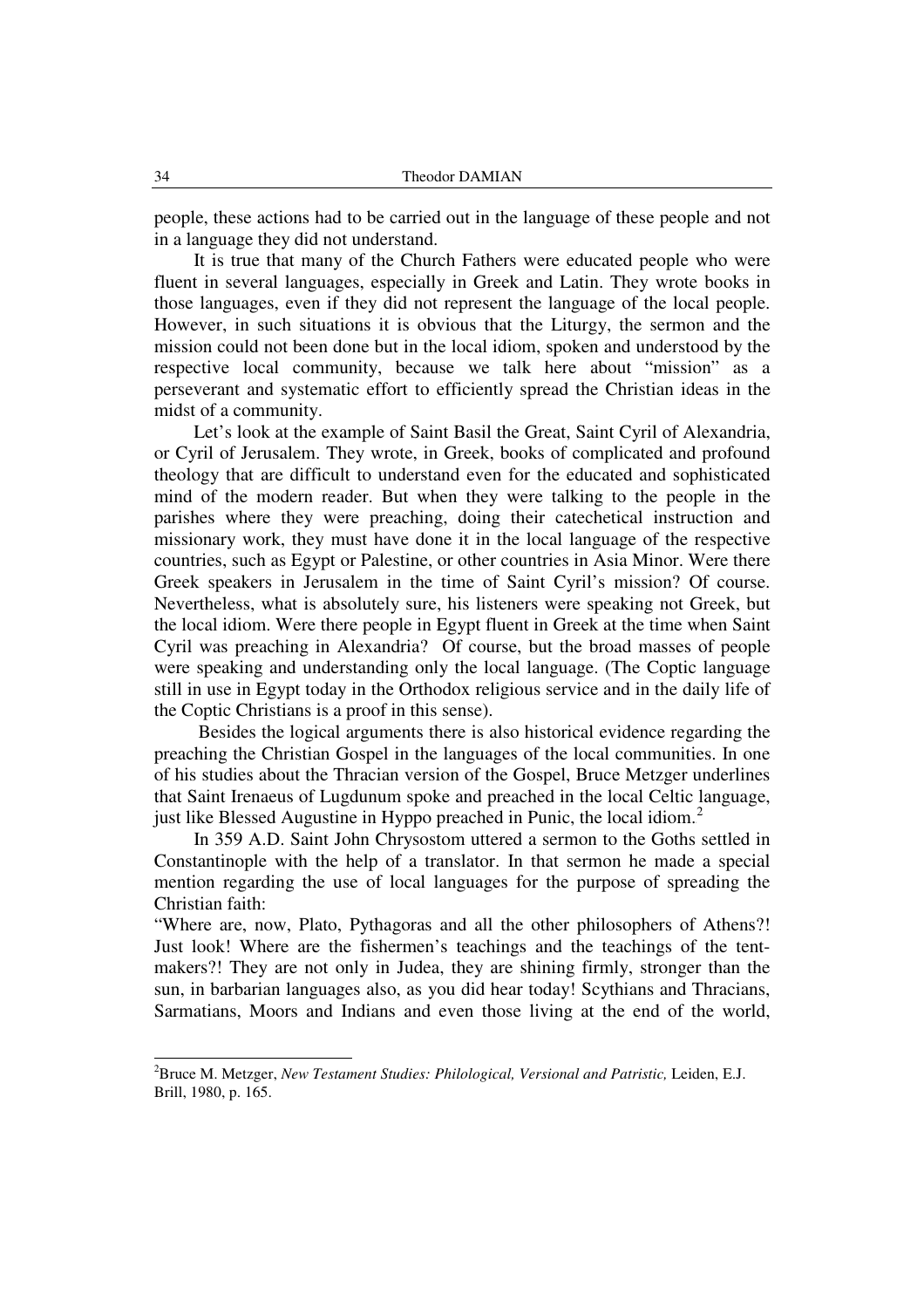people, these actions had to be carried out in the language of these people and not in a language they did not understand.

It is true that many of the Church Fathers were educated people who were fluent in several languages, especially in Greek and Latin. They wrote books in those languages, even if they did not represent the language of the local people. However, in such situations it is obvious that the Liturgy, the sermon and the mission could not been done but in the local idiom, spoken and understood by the respective local community, because we talk here about "mission" as a perseverant and systematic effort to efficiently spread the Christian ideas in the midst of a community.

Let's look at the example of Saint Basil the Great, Saint Cyril of Alexandria, or Cyril of Jerusalem. They wrote, in Greek, books of complicated and profound theology that are difficult to understand even for the educated and sophisticated mind of the modern reader. But when they were talking to the people in the parishes where they were preaching, doing their catechetical instruction and missionary work, they must have done it in the local language of the respective countries, such as Egypt or Palestine, or other countries in Asia Minor. Were there Greek speakers in Jerusalem in the time of Saint Cyril's mission? Of course. Nevertheless, what is absolutely sure, his listeners were speaking not Greek, but the local idiom. Were there people in Egypt fluent in Greek at the time when Saint Cyril was preaching in Alexandria? Of course, but the broad masses of people were speaking and understanding only the local language. (The Coptic language still in use in Egypt today in the Orthodox religious service and in the daily life of the Coptic Christians is a proof in this sense).

Besides the logical arguments there is also historical evidence regarding the preaching the Christian Gospel in the languages of the local communities. In one of his studies about the Thracian version of the Gospel, Bruce Metzger underlines that Saint Irenaeus of Lugdunum spoke and preached in the local Celtic language, just like Blessed Augustine in Hyppo preached in Punic, the local idiom.[2]

In 359 A.D. Saint John Chrysostom uttered a sermon to the Goths settled in Constantinople with the help of a translator. In that sermon he made a special mention regarding the use of local languages for the purpose of spreading the Christian faith:

"Where are, now, Plato, Pythagoras and all the other philosophers of Athens?! Just look! Where are the fishermen's teachings and the teachings of the tent-makers?! They are not only in Judea, they are shining firmly, stronger than the sun, in barbarian languages also, as you did hear today! Scythians and Thracians, Sarmatians, Moors and Indians and even those living at the end of the world,

[2] Bruce M. Metzger, *New Testament Studies: Philological, Versional and Patristic,* Leiden, E.J. Brill, 1980, p. 165.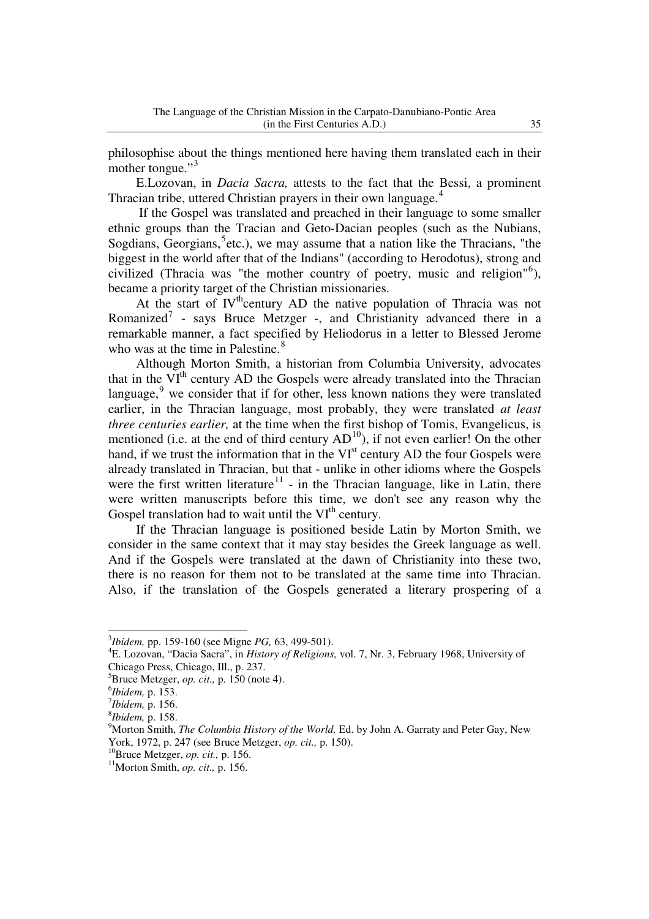philosophise about the things mentioned here having them translated each in their mother tongue."[3]

E.Lozovan, in *Dacia Sacra,* attests to the fact that the Bessi, a prominent Thracian tribe, uttered Christian prayers in their own language.[4]

If the Gospel was translated and preached in their language to some smaller ethnic groups than the Tracian and Geto-Dacian peoples (such as the Nubians, Sogdians, Georgians,[5]etc.), we may assume that a nation like the Thracians, "the biggest in the world after that of the Indians" (according to Herodotus), strong and civilized (Thracia was "the mother country of poetry, music and religion"[6]), became a priority target of the Christian missionaries.

At the start of IV[th]century AD the native population of Thracia was not Romanized[7] - says Bruce Metzger -, and Christianity advanced there in a remarkable manner, a fact specified by Heliodorus in a letter to Blessed Jerome who was at the time in Palestine.[8]

Although Morton Smith, a historian from Columbia University, advocates that in the VI[th] century AD the Gospels were already translated into the Thracian language,[9] we consider that if for other, less known nations they were translated earlier, in the Thracian language, most probably, they were translated *at least three centuries earlier,* at the time when the first bishop of Tomis, Evangelicus, is mentioned (i.e. at the end of third century AD[10]), if not even earlier! On the other hand, if we trust the information that in the VI[st] century AD the four Gospels were already translated in Thracian, but that - unlike in other idioms where the Gospels were the first written literature[11] - in the Thracian language, like in Latin, there were written manuscripts before this time, we don't see any reason why the Gospel translation had to wait until the VI[th] century.

If the Thracian language is positioned beside Latin by Morton Smith, we consider in the same context that it may stay besides the Greek language as well. And if the Gospels were translated at the dawn of Christianity into these two, there is no reason for them not to be translated at the same time into Thracian. Also, if the translation of the Gospels generated a literary prospering of a

---

[3] *Ibidem,* pp. 159-160 (see Migne *PG,* 63, 499-501).

[4] E. Lozovan, "Dacia Sacra", in *History of Religions,* vol. 7, Nr. 3, February 1968, University of Chicago Press, Chicago, Ill., p. 237.

[5] Bruce Metzger, *op. cit.,* p. 150 (note 4).

[6] *Ibidem,* p. 153.

[7] *Ibidem,* p. 156.

[8] *Ibidem,* p. 158.

[9] Morton Smith, *The Columbia History of the World,* Ed. by John A. Garraty and Peter Gay, New York, 1972, p. 247 (see Bruce Metzger, *op. cit.,* p. 150).

[10] Bruce Metzger, *op. cit.,* p. 156.

[11] Morton Smith, *op. cit.,* p. 156.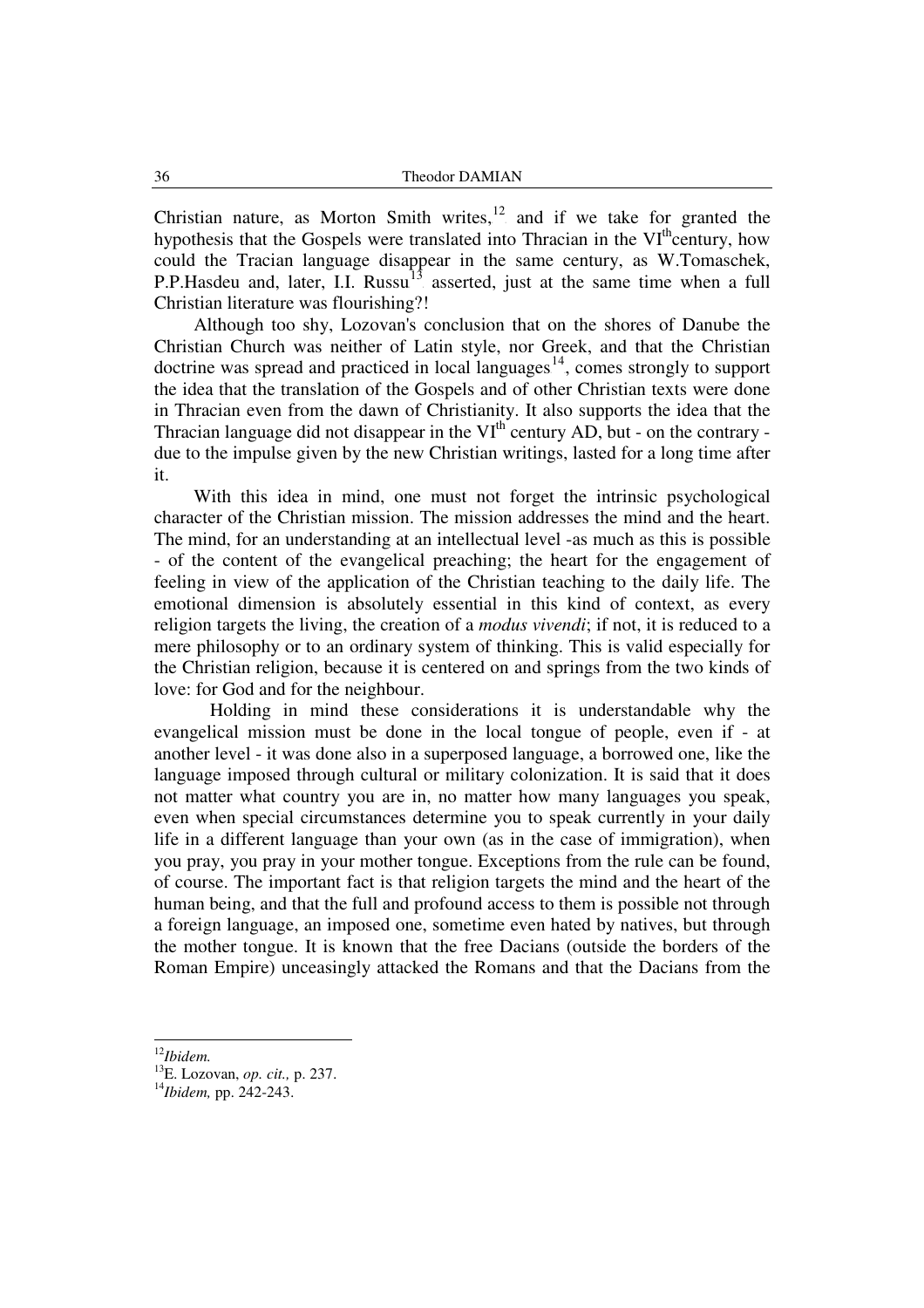Christian nature, as Morton Smith writes,[12] and if we take for granted the hypothesis that the Gospels were translated into Thracian in the VI[th]century, how could the Tracian language disappear in the same century, as W.Tomaschek, P.P.Hasdeu and, later, I.I. Russu[13] asserted, just at the same time when a full Christian literature was flourishing?!

Although too shy, Lozovan's conclusion that on the shores of Danube the Christian Church was neither of Latin style, nor Greek, and that the Christian doctrine was spread and practiced in local languages[14], comes strongly to support the idea that the translation of the Gospels and of other Christian texts were done in Thracian even from the dawn of Christianity. It also supports the idea that the Thracian language did not disappear in the VI[th] century AD, but - on the contrary - due to the impulse given by the new Christian writings, lasted for a long time after it.

With this idea in mind, one must not forget the intrinsic psychological character of the Christian mission. The mission addresses the mind and the heart. The mind, for an understanding at an intellectual level -as much as this is possible - of the content of the evangelical preaching; the heart for the engagement of feeling in view of the application of the Christian teaching to the daily life. The emotional dimension is absolutely essential in this kind of context, as every religion targets the living, the creation of a *modus vivendi*; if not, it is reduced to a mere philosophy or to an ordinary system of thinking. This is valid especially for the Christian religion, because it is centered on and springs from the two kinds of love: for God and for the neighbour.

Holding in mind these considerations it is understandable why the evangelical mission must be done in the local tongue of people, even if - at another level - it was done also in a superposed language, a borrowed one, like the language imposed through cultural or military colonization. It is said that it does not matter what country you are in, no matter how many languages you speak, even when special circumstances determine you to speak currently in your daily life in a different language than your own (as in the case of immigration), when you pray, you pray in your mother tongue. Exceptions from the rule can be found, of course. The important fact is that religion targets the mind and the heart of the human being, and that the full and profound access to them is possible not through a foreign language, an imposed one, sometime even hated by natives, but through the mother tongue. It is known that the free Dacians (outside the borders of the Roman Empire) unceasingly attacked the Romans and that the Dacians from the

---

[12] *Ibidem.*

[13] E. Lozovan, *op. cit.,* p. 237.

[14] *Ibidem,* pp. 242-243.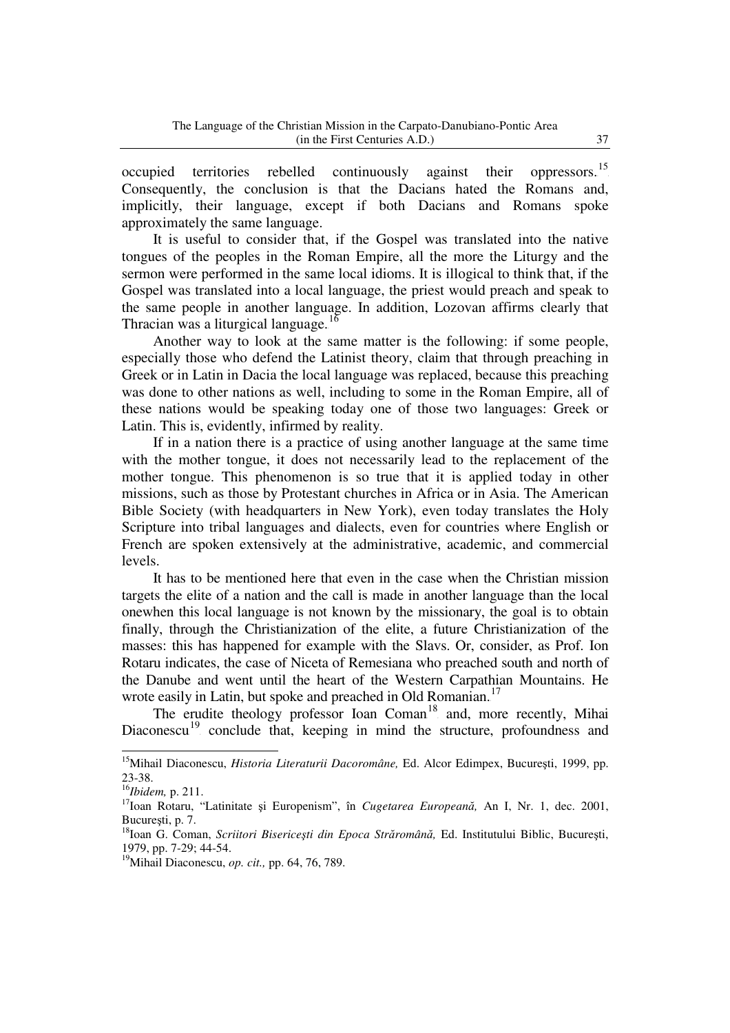occupied territories rebelled continuously against their oppressors.[15] Consequently, the conclusion is that the Dacians hated the Romans and, implicitly, their language, except if both Dacians and Romans spoke approximately the same language.

It is useful to consider that, if the Gospel was translated into the native tongues of the peoples in the Roman Empire, all the more the Liturgy and the sermon were performed in the same local idioms. It is illogical to think that, if the Gospel was translated into a local language, the priest would preach and speak to the same people in another language. In addition, Lozovan affirms clearly that Thracian was a liturgical language.[16]

Another way to look at the same matter is the following: if some people, especially those who defend the Latinist theory, claim that through preaching in Greek or in Latin in Dacia the local language was replaced, because this preaching was done to other nations as well, including to some in the Roman Empire, all of these nations would be speaking today one of those two languages: Greek or Latin. This is, evidently, infirmed by reality.

If in a nation there is a practice of using another language at the same time with the mother tongue, it does not necessarily lead to the replacement of the mother tongue. This phenomenon is so true that it is applied today in other missions, such as those by Protestant churches in Africa or in Asia. The American Bible Society (with headquarters in New York), even today translates the Holy Scripture into tribal languages and dialects, even for countries where English or French are spoken extensively at the administrative, academic, and commercial levels.

It has to be mentioned here that even in the case when the Christian mission targets the elite of a nation and the call is made in another language than the local onewhen this local language is not known by the missionary, the goal is to obtain finally, through the Christianization of the elite, a future Christianization of the masses: this has happened for example with the Slavs. Or, consider, as Prof. Ion Rotaru indicates, the case of Niceta of Remesiana who preached south and north of the Danube and went until the heart of the Western Carpathian Mountains. He wrote easily in Latin, but spoke and preached in Old Romanian.[17]

The erudite theology professor Ioan Coman[18] and, more recently, Mihai Diaconescu[19] conclude that, keeping in mind the structure, profoundness and

---

[15]Mihail Diaconescu, *Historia Literaturii Dacoromâne,* Ed. Alcor Edimpex, Bucureşti, 1999, pp. 23-38.

[16]*Ibidem,* p. 211.

[17]Ioan Rotaru, "Latinitate şi Europenism", în *Cugetarea Europeană,* An I, Nr. 1, dec. 2001, Bucureşti, p. 7.

[18]Ioan G. Coman, *Scriitori Bisericeşti din Epoca Străromână,* Ed. Institutului Biblic, Bucureşti, 1979, pp. 7-29; 44-54.

[19]Mihail Diaconescu, *op. cit.,* pp. 64, 76, 789.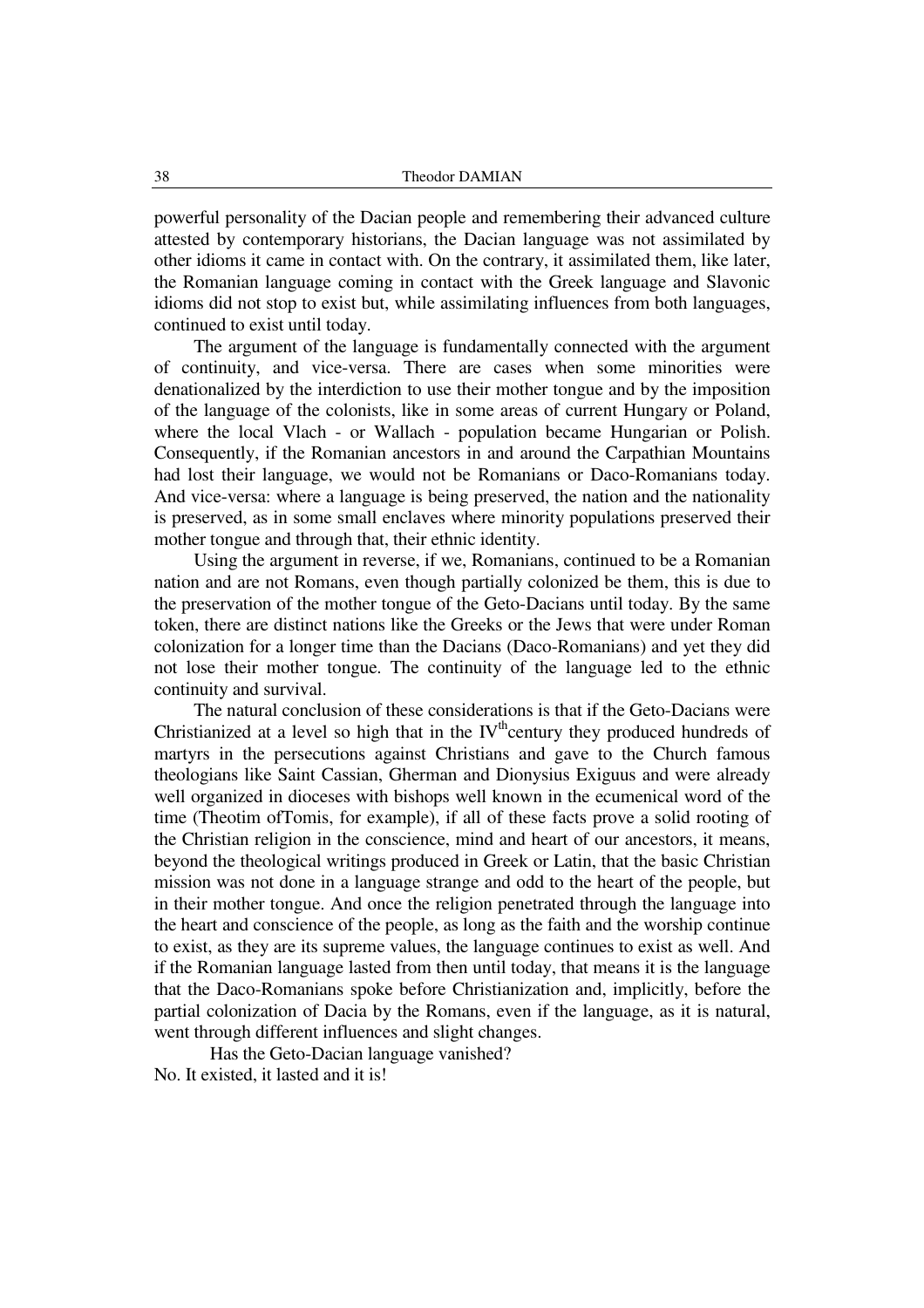powerful personality of the Dacian people and remembering their advanced culture attested by contemporary historians, the Dacian language was not assimilated by other idioms it came in contact with. On the contrary, it assimilated them, like later, the Romanian language coming in contact with the Greek language and Slavonic idioms did not stop to exist but, while assimilating influences from both languages, continued to exist until today.

The argument of the language is fundamentally connected with the argument of continuity, and vice-versa. There are cases when some minorities were denationalized by the interdiction to use their mother tongue and by the imposition of the language of the colonists, like in some areas of current Hungary or Poland, where the local Vlach - or Wallach - population became Hungarian or Polish. Consequently, if the Romanian ancestors in and around the Carpathian Mountains had lost their language, we would not be Romanians or Daco-Romanians today. And vice-versa: where a language is being preserved, the nation and the nationality is preserved, as in some small enclaves where minority populations preserved their mother tongue and through that, their ethnic identity.

Using the argument in reverse, if we, Romanians, continued to be a Romanian nation and are not Romans, even though partially colonized be them, this is due to the preservation of the mother tongue of the Geto-Dacians until today. By the same token, there are distinct nations like the Greeks or the Jews that were under Roman colonization for a longer time than the Dacians (Daco-Romanians) and yet they did not lose their mother tongue. The continuity of the language led to the ethnic continuity and survival.

The natural conclusion of these considerations is that if the Geto-Dacians were Christianized at a level so high that in the IV[th]century they produced hundreds of martyrs in the persecutions against Christians and gave to the Church famous theologians like Saint Cassian, Gherman and Dionysius Exiguus and were already well organized in dioceses with bishops well known in the ecumenical word of the time (Theotim ofTomis, for example), if all of these facts prove a solid rooting of the Christian religion in the conscience, mind and heart of our ancestors, it means, beyond the theological writings produced in Greek or Latin, that the basic Christian mission was not done in a language strange and odd to the heart of the people, but in their mother tongue. And once the religion penetrated through the language into the heart and conscience of the people, as long as the faith and the worship continue to exist, as they are its supreme values, the language continues to exist as well. And if the Romanian language lasted from then until today, that means it is the language that the Daco-Romanians spoke before Christianization and, implicitly, before the partial colonization of Dacia by the Romans, even if the language, as it is natural, went through different influences and slight changes.

Has the Geto-Dacian language vanished?
No. It existed, it lasted and it is!